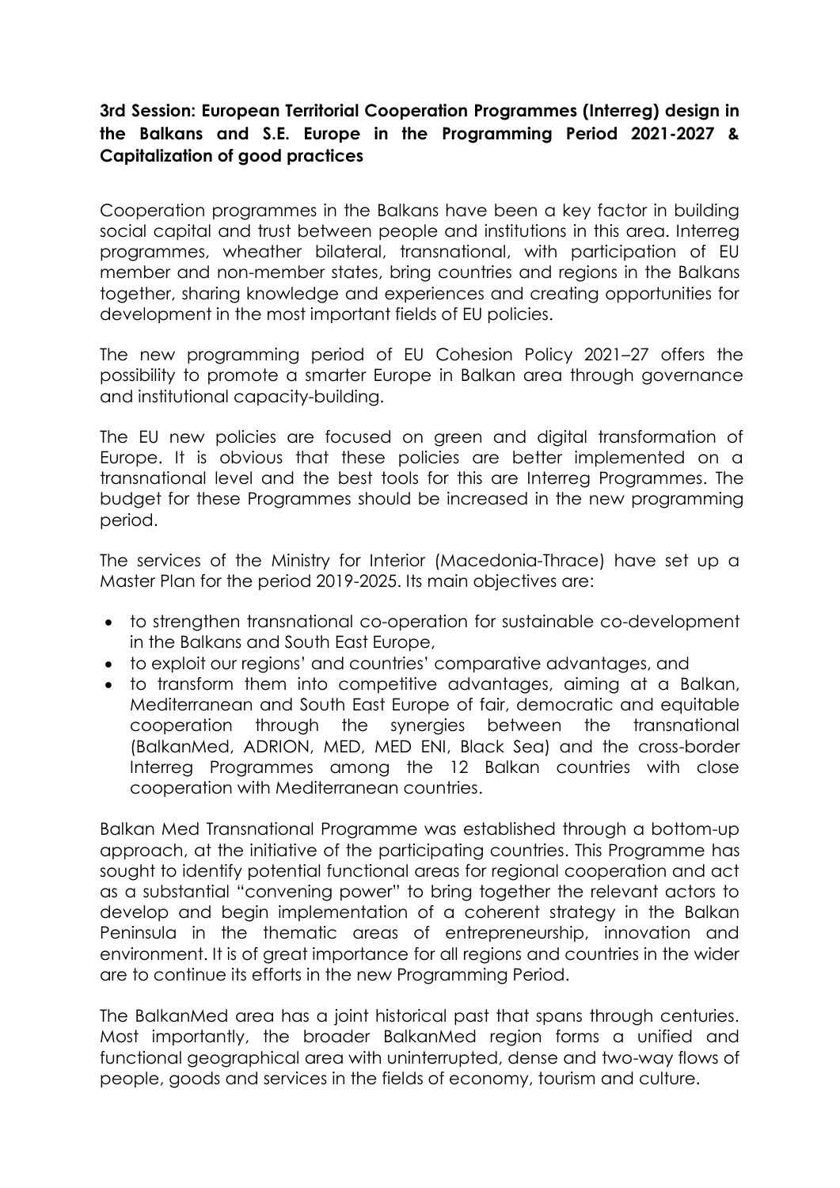**3rd Session: European Territorial Cooperation Programmes (Interreg) design in the Balkans and S.E. Europe in the Programming Period 2021-2027 & Capitalization of good practices**

Cooperation programmes in the Balkans have been a key factor in building social capital and trust between people and institutions in this area. Interreg programmes, wheather bilateral, transnational, with participation of EU member and non-member states, bring countries and regions in the Balkans together, sharing knowledge and experiences and creating opportunities for development in the most important fields of EU policies.

The new programming period of EU Cohesion Policy 2021–27 offers the possibility to promote a smarter Europe in Balkan area through governance and institutional capacity-building.

The EU new policies are focused on green and digital transformation of Europe. It is obvious that these policies are better implemented on a transnational level and the best tools for this are Interreg Programmes. The budget for these Programmes should be increased in the new programming period.

The services of the Ministry for Interior (Macedonia-Thrace) have set up a Master Plan for the period 2019-2025. Its main objectives are:

- to strengthen transnational co-operation for sustainable co-development in the Balkans and South East Europe,
- to exploit our regions' and countries' comparative advantages, and
- to transform them into competitive advantages, aiming at a Balkan, Mediterranean and South East Europe of fair, democratic and equitable cooperation through the synergies between the transnational (BalkanMed, ADRION, MED, MED ENI, Black Sea) and the cross-border Interreg Programmes among the 12 Balkan countries with close cooperation with Mediterranean countries.

Balkan Med Transnational Programme was established through a bottom-up approach, at the initiative of the participating countries. This Programme has sought to identify potential functional areas for regional cooperation and act as a substantial "convening power" to bring together the relevant actors to develop and begin implementation of a coherent strategy in the Balkan Peninsula in the thematic areas of entrepreneurship, innovation and environment. It is of great importance for all regions and countries in the wider are to continue its efforts in the new Programming Period.

The BalkanMed area has a joint historical past that spans through centuries. Most importantly, the broader BalkanMed region forms a unified and functional geographical area with uninterrupted, dense and two-way flows of people, goods and services in the fields of economy, tourism and culture.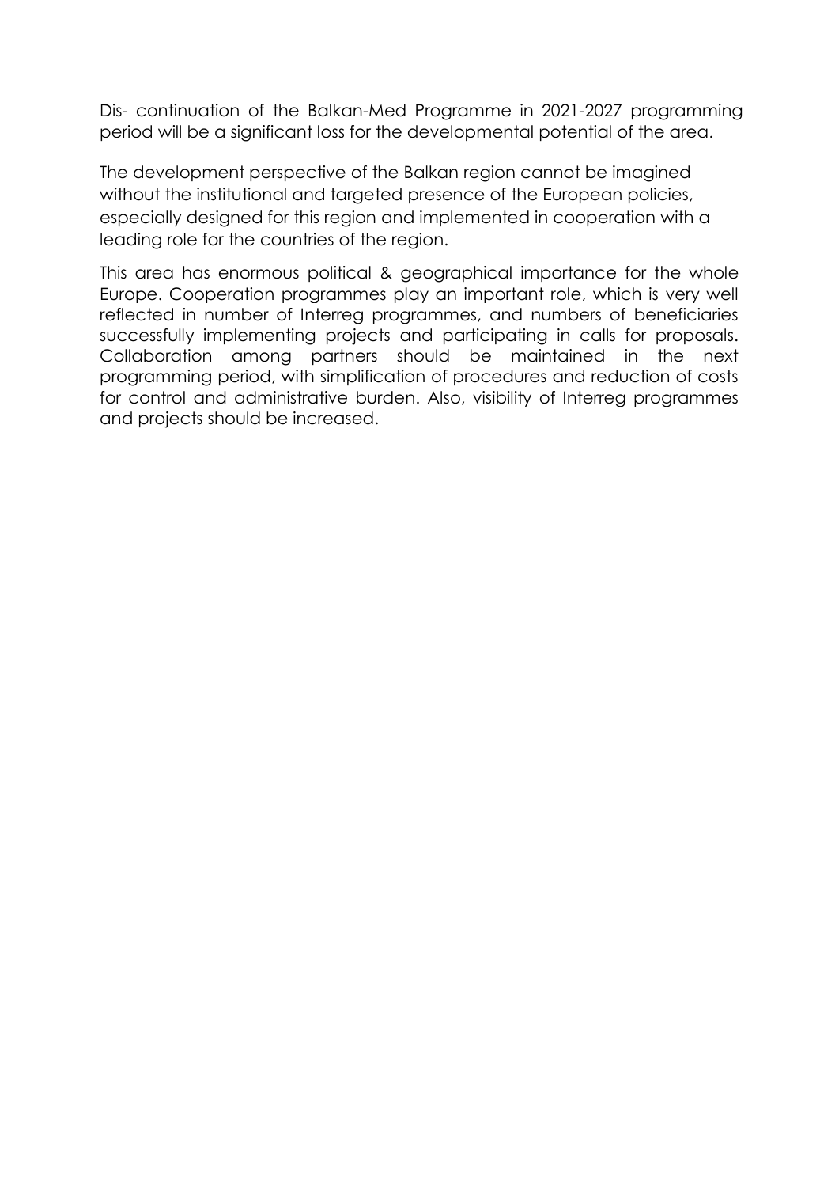Dis- continuation of the Balkan-Med Programme in 2021-2027 programming period will be a significant loss for the developmental potential of the area.

The development perspective of the Balkan region cannot be imagined without the institutional and targeted presence of the European policies, especially designed for this region and implemented in cooperation with a leading role for the countries of the region.

This area has enormous political & geographical importance for the whole Europe. Cooperation programmes play an important role, which is very well reflected in number of Interreg programmes, and numbers of beneficiaries successfully implementing projects and participating in calls for proposals. Collaboration among partners should be maintained in the next programming period, with simplification of procedures and reduction of costs for control and administrative burden. Also, visibility of Interreg programmes and projects should be increased.